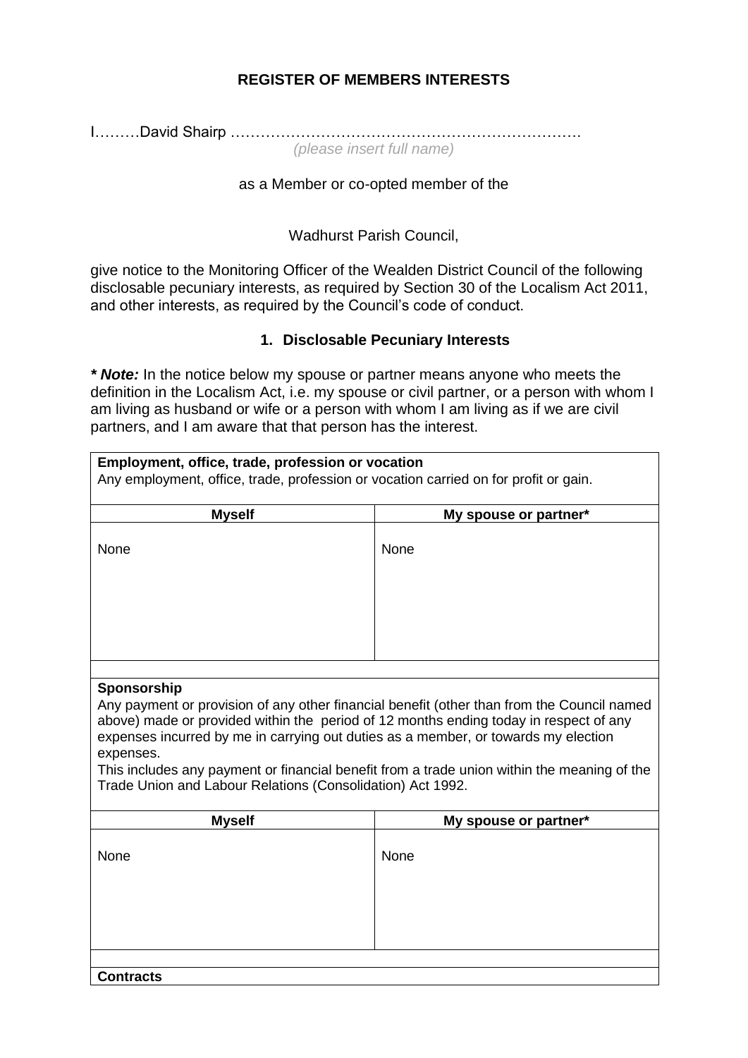**REGISTER OF MEMBERS INTERESTS**

I………David Shairp ……………………………………………………………
*(please insert full name)*

as a Member or co-opted member of the

Wadhurst Parish Council,

give notice to the Monitoring Officer of the Wealden District Council of the following disclosable pecuniary interests, as required by Section 30 of the Localism Act 2011, and other interests, as required by the Council's code of conduct.

## 1. Disclosable Pecuniary Interests

***\* Note:*** In the notice below my spouse or partner means anyone who meets the definition in the Localism Act, i.e. my spouse or civil partner, or a person with whom I am living as husband or wife or a person with whom I am living as if we are civil partners, and I am aware that that person has the interest.

| **Employment, office, trade, profession or vocation**<br>Any employment, office, trade, profession or vocation carried on for profit or gain. | |
|---|---|
| **Myself** | **My spouse or partner\*** |
| None | None |
| | |
| **Sponsorship**<br>Any payment or provision of any other financial benefit (other than from the Council named above) made or provided within the period of 12 months ending today in respect of any expenses incurred by me in carrying out duties as a member, or towards my election expenses.<br>This includes any payment or financial benefit from a trade union within the meaning of the Trade Union and Labour Relations (Consolidation) Act 1992. | |
| **Myself** | **My spouse or partner\*** |
| None | None |
| | |
| **Contracts** | |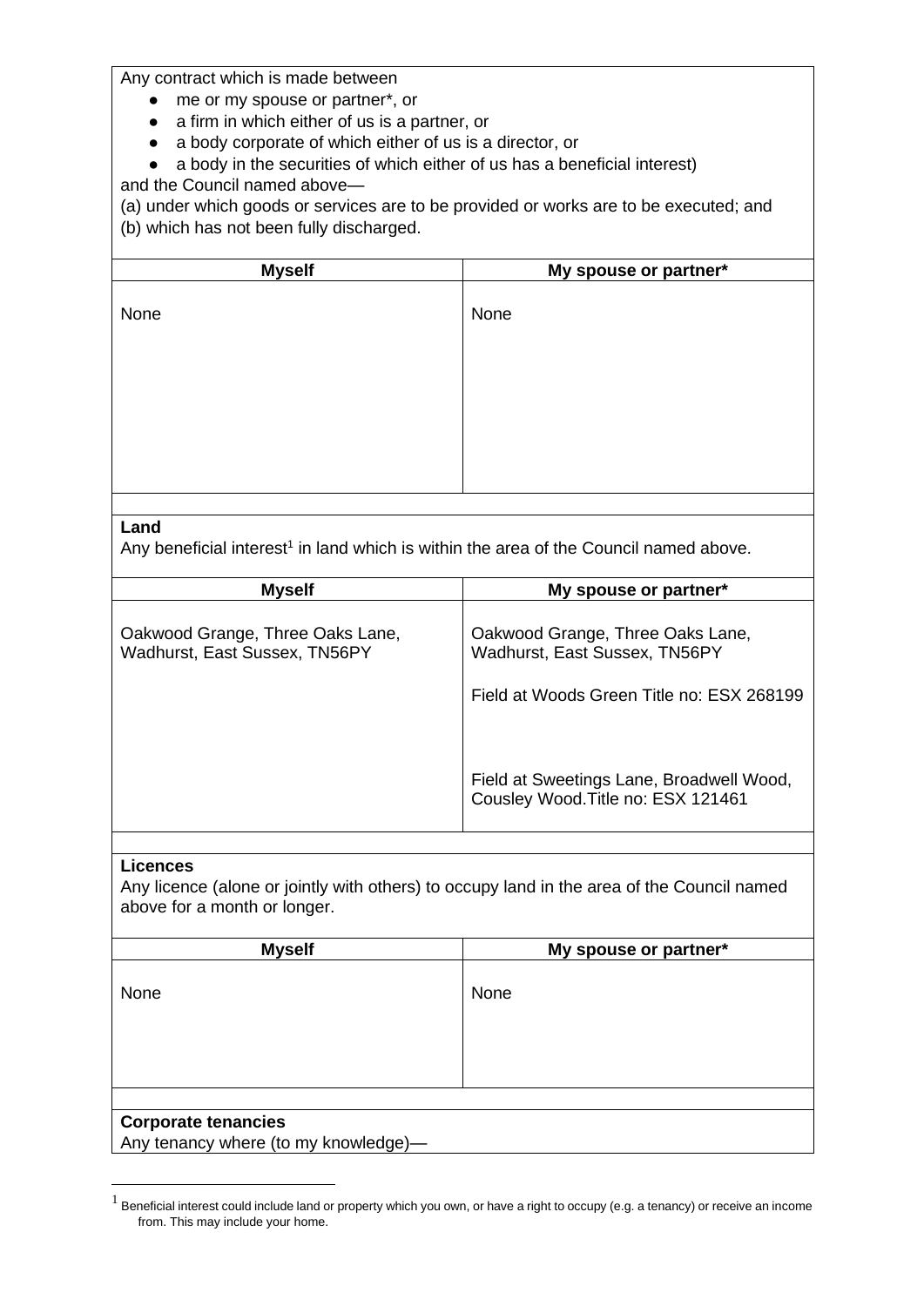Any contract which is made between

- me or my spouse or partner*, or
- a firm in which either of us is a partner, or
- a body corporate of which either of us is a director, or
- a body in the securities of which either of us has a beneficial interest)

and the Council named above—

(a) under which goods or services are to be provided or works are to be executed; and
(b) which has not been fully discharged.

| Myself | My spouse or partner* |
|---|---|
| None | None |

**Land**

Any beneficial interest[1] in land which is within the area of the Council named above.

| Myself | My spouse or partner* |
|---|---|
| Oakwood Grange, Three Oaks Lane, Wadhurst, East Sussex, TN56PY | Oakwood Grange, Three Oaks Lane, Wadhurst, East Sussex, TN56PY<br><br>Field at Woods Green Title no: ESX 268199<br><br>Field at Sweetings Lane, Broadwell Wood, Cousley Wood.Title no: ESX 121461 |

**Licences**

Any licence (alone or jointly with others) to occupy land in the area of the Council named above for a month or longer.

| Myself | My spouse or partner* |
|---|---|
| None | None |

**Corporate tenancies**

Any tenancy where (to my knowledge)—

[1] Beneficial interest could include land or property which you own, or have a right to occupy (e.g. a tenancy) or receive an income from. This may include your home.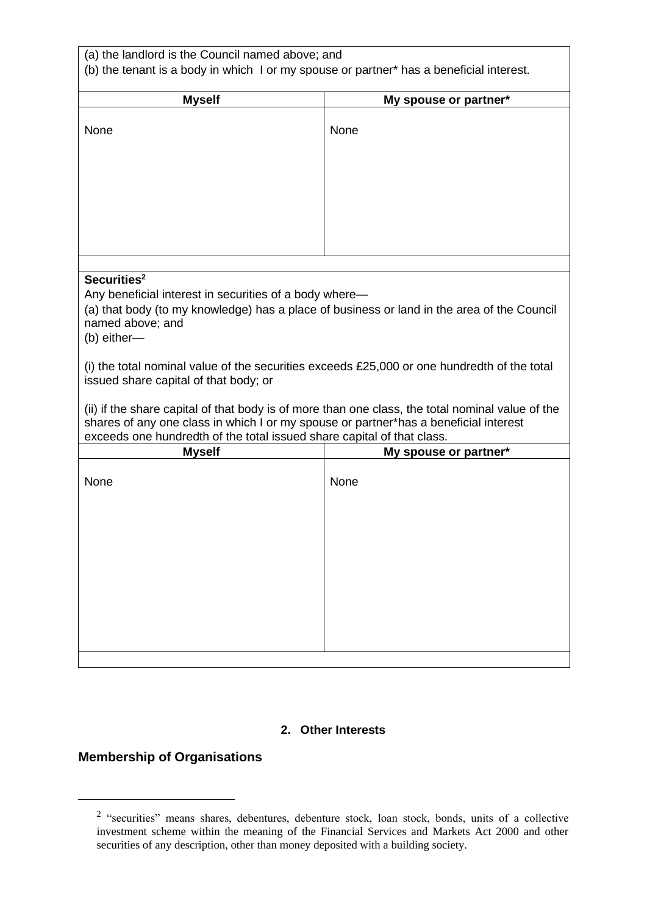(a) the landlord is the Council named above; and
(b) the tenant is a body in which I or my spouse or partner* has a beneficial interest.

| Myself | My spouse or partner* |
|---|---|
| None | None |

**Securities**[2]

Any beneficial interest in securities of a body where—

(a) that body (to my knowledge) has a place of business or land in the area of the Council named above; and

(b) either—

(i) the total nominal value of the securities exceeds £25,000 or one hundredth of the total issued share capital of that body; or

(ii) if the share capital of that body is of more than one class, the total nominal value of the shares of any one class in which I or my spouse or partner*has a beneficial interest exceeds one hundredth of the total issued share capital of that class.

| Myself | My spouse or partner* |
|---|---|
| None | None |

**2. Other Interests**

## Membership of Organisations

[2] "securities" means shares, debentures, debenture stock, loan stock, bonds, units of a collective investment scheme within the meaning of the Financial Services and Markets Act 2000 and other securities of any description, other than money deposited with a building society.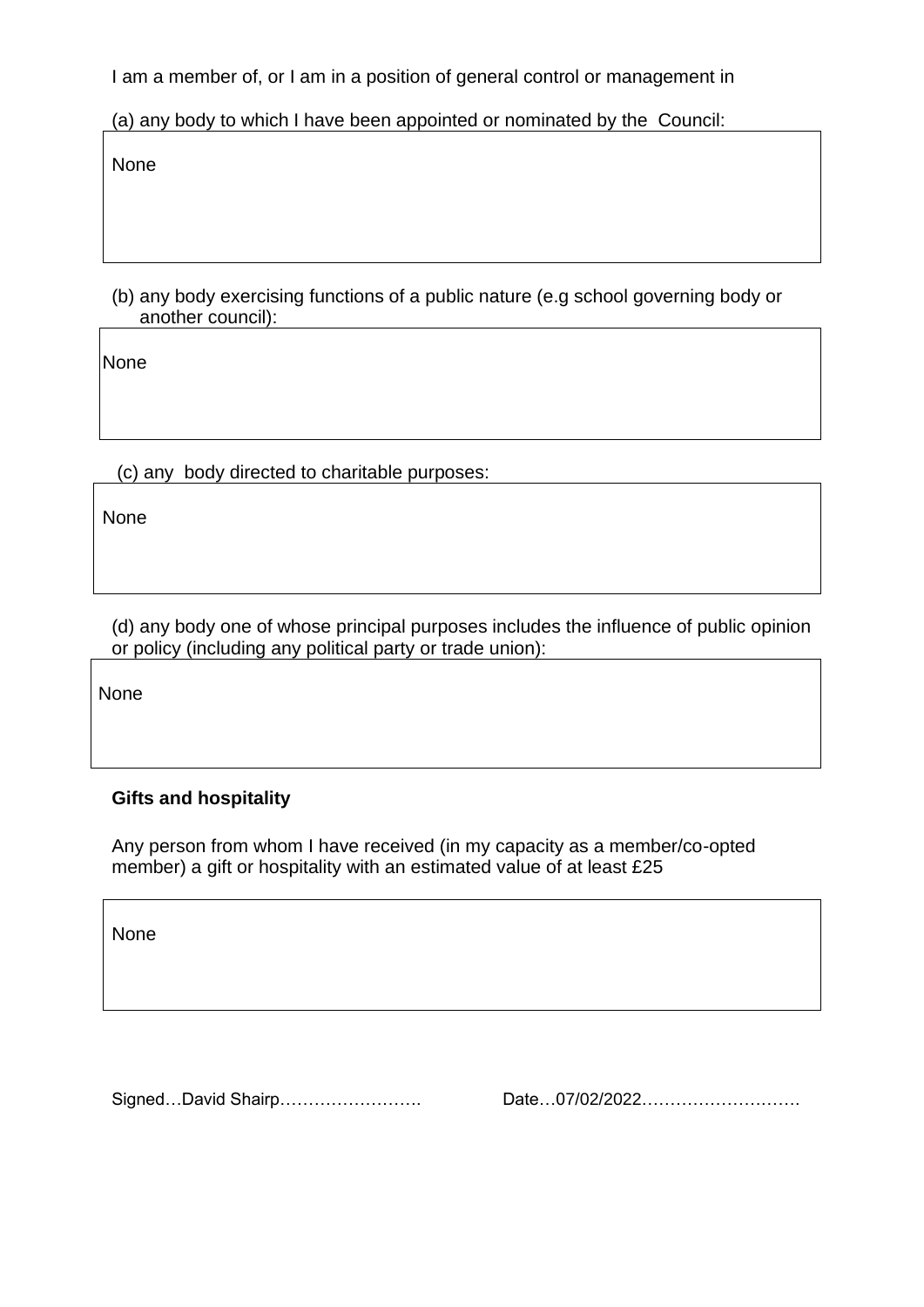I am a member of, or I am in a position of general control or management in

(a) any body to which I have been appointed or nominated by the Council:

None

(b) any body exercising functions of a public nature (e.g school governing body or another council):

None

(c) any body directed to charitable purposes:

None

(d) any body one of whose principal purposes includes the influence of public opinion or policy (including any political party or trade union):

None

**Gifts and hospitality**

Any person from whom I have received (in my capacity as a member/co-opted member) a gift or hospitality with an estimated value of at least £25

None

Signed…David Shairp…………………….    Date…07/02/2022………………………